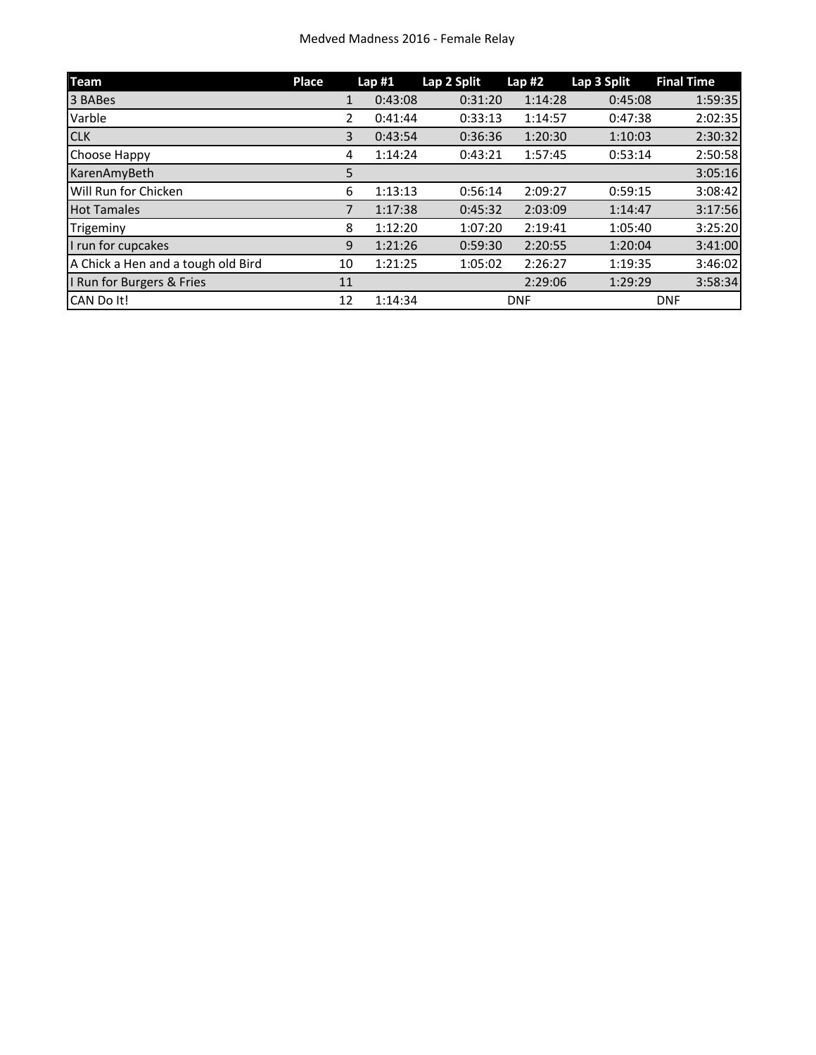# Medved Madness 2016 - Female Relay

| Team | Place | Lap #1 | Lap 2 Split | Lap #2 | Lap 3 Split | Final Time |
|---|---|---|---|---|---|---|
| 3 BABes | 1 | 0:43:08 | 0:31:20 | 1:14:28 | 0:45:08 | 1:59:35 |
| Varble | 2 | 0:41:44 | 0:33:13 | 1:14:57 | 0:47:38 | 2:02:35 |
| CLK | 3 | 0:43:54 | 0:36:36 | 1:20:30 | 1:10:03 | 2:30:32 |
| Choose Happy | 4 | 1:14:24 | 0:43:21 | 1:57:45 | 0:53:14 | 2:50:58 |
| KarenAmyBeth | 5 | | | | | 3:05:16 |
| Will Run for Chicken | 6 | 1:13:13 | 0:56:14 | 2:09:27 | 0:59:15 | 3:08:42 |
| Hot Tamales | 7 | 1:17:38 | 0:45:32 | 2:03:09 | 1:14:47 | 3:17:56 |
| Trigeminy | 8 | 1:12:20 | 1:07:20 | 2:19:41 | 1:05:40 | 3:25:20 |
| I run for cupcakes | 9 | 1:21:26 | 0:59:30 | 2:20:55 | 1:20:04 | 3:41:00 |
| A Chick a Hen and a tough old Bird | 10 | 1:21:25 | 1:05:02 | 2:26:27 | 1:19:35 | 3:46:02 |
| I Run for Burgers & Fries | 11 | | | 2:29:06 | 1:29:29 | 3:58:34 |
| CAN Do It! | 12 | 1:14:34 | | DNF | | DNF |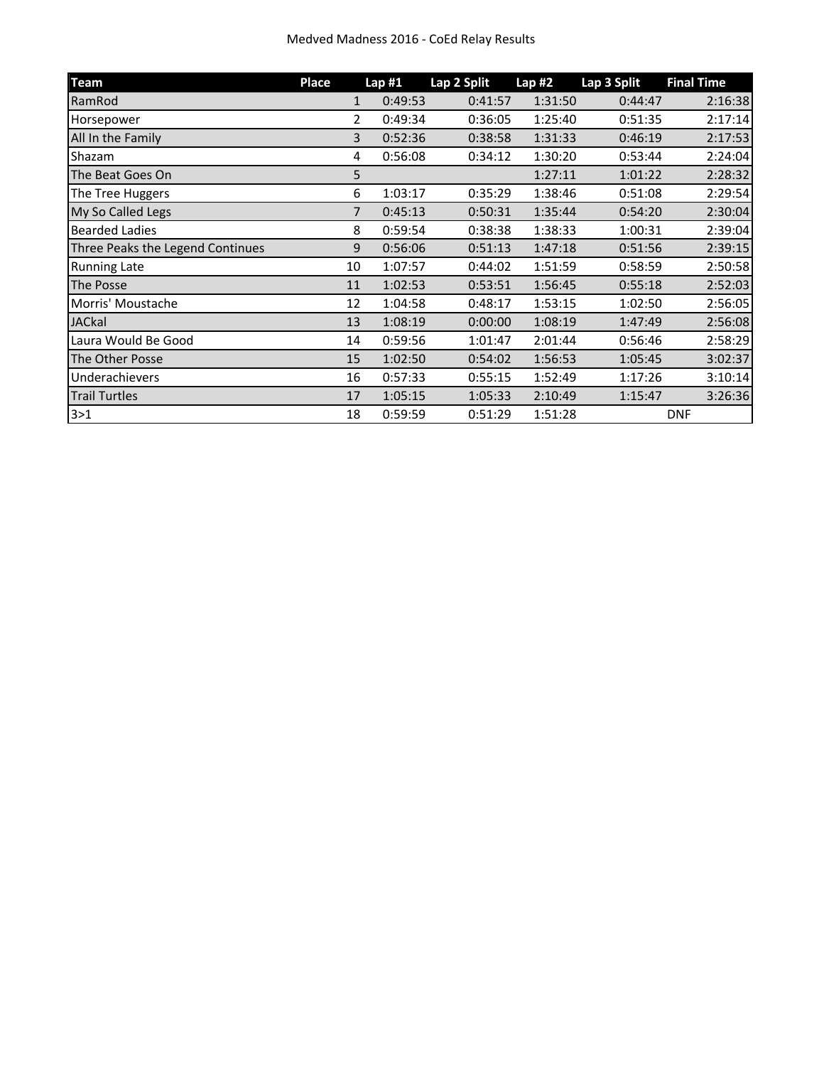Medved Madness 2016 - CoEd Relay Results

| Team | Place | Lap #1 | Lap 2 Split | Lap #2 | Lap 3 Split | Final Time |
|---|---|---|---|---|---|---|
| RamRod | 1 | 0:49:53 | 0:41:57 | 1:31:50 | 0:44:47 | 2:16:38 |
| Horsepower | 2 | 0:49:34 | 0:36:05 | 1:25:40 | 0:51:35 | 2:17:14 |
| All In the Family | 3 | 0:52:36 | 0:38:58 | 1:31:33 | 0:46:19 | 2:17:53 |
| Shazam | 4 | 0:56:08 | 0:34:12 | 1:30:20 | 0:53:44 | 2:24:04 |
| The Beat Goes On | 5 | | | 1:27:11 | 1:01:22 | 2:28:32 |
| The Tree Huggers | 6 | 1:03:17 | 0:35:29 | 1:38:46 | 0:51:08 | 2:29:54 |
| My So Called Legs | 7 | 0:45:13 | 0:50:31 | 1:35:44 | 0:54:20 | 2:30:04 |
| Bearded Ladies | 8 | 0:59:54 | 0:38:38 | 1:38:33 | 1:00:31 | 2:39:04 |
| Three Peaks the Legend Continues | 9 | 0:56:06 | 0:51:13 | 1:47:18 | 0:51:56 | 2:39:15 |
| Running Late | 10 | 1:07:57 | 0:44:02 | 1:51:59 | 0:58:59 | 2:50:58 |
| The Posse | 11 | 1:02:53 | 0:53:51 | 1:56:45 | 0:55:18 | 2:52:03 |
| Morris' Moustache | 12 | 1:04:58 | 0:48:17 | 1:53:15 | 1:02:50 | 2:56:05 |
| JACkal | 13 | 1:08:19 | 0:00:00 | 1:08:19 | 1:47:49 | 2:56:08 |
| Laura Would Be Good | 14 | 0:59:56 | 1:01:47 | 2:01:44 | 0:56:46 | 2:58:29 |
| The Other Posse | 15 | 1:02:50 | 0:54:02 | 1:56:53 | 1:05:45 | 3:02:37 |
| Underachievers | 16 | 0:57:33 | 0:55:15 | 1:52:49 | 1:17:26 | 3:10:14 |
| Trail Turtles | 17 | 1:05:15 | 1:05:33 | 2:10:49 | 1:15:47 | 3:26:36 |
| 3>1 | 18 | 0:59:59 | 0:51:29 | 1:51:28 | | DNF |